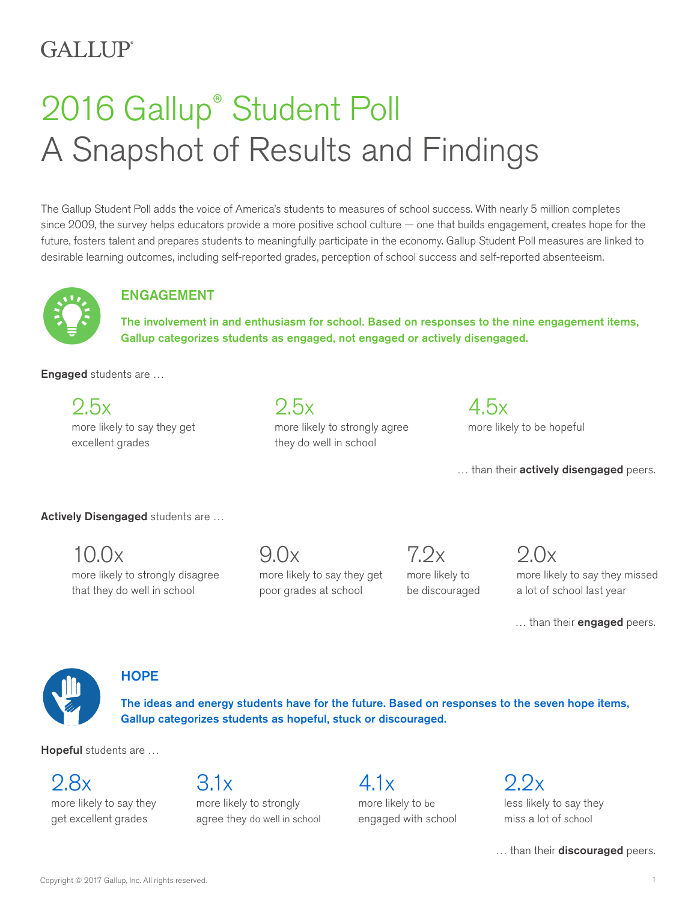GALLUP®

# 2016 Gallup® Student Poll
# A Snapshot of Results and Findings

The Gallup Student Poll adds the voice of America's students to measures of school success. With nearly 5 million completes since 2009, the survey helps educators provide a more positive school culture — one that builds engagement, creates hope for the future, fosters talent and prepares students to meaningfully participate in the economy. Gallup Student Poll measures are linked to desirable learning outcomes, including self-reported grades, perception of school success and self-reported absenteeism.

## ENGAGEMENT

**The involvement in and enthusiasm for school. Based on responses to the nine engagement items, Gallup categorizes students as engaged, not engaged or actively disengaged.**

**Engaged** students are …

- **2.5x** more likely to say they get excellent grades
- **2.5x** more likely to strongly agree they do well in school
- **4.5x** more likely to be hopeful

… than their **actively disengaged** peers.

**Actively Disengaged** students are …

- **10.0x** more likely to strongly disagree that they do well in school
- **9.0x** more likely to say they get poor grades at school
- **7.2x** more likely to be discouraged
- **2.0x** more likely to say they missed a lot of school last year

… than their **engaged** peers.

## HOPE

**The ideas and energy students have for the future. Based on responses to the seven hope items, Gallup categorizes students as hopeful, stuck or discouraged.**

**Hopeful** students are …

- **2.8x** more likely to say they get excellent grades
- **3.1x** more likely to strongly agree they do well in school
- **4.1x** more likely to be engaged with school
- **2.2x** less likely to say they miss a lot of school

… than their **discouraged** peers.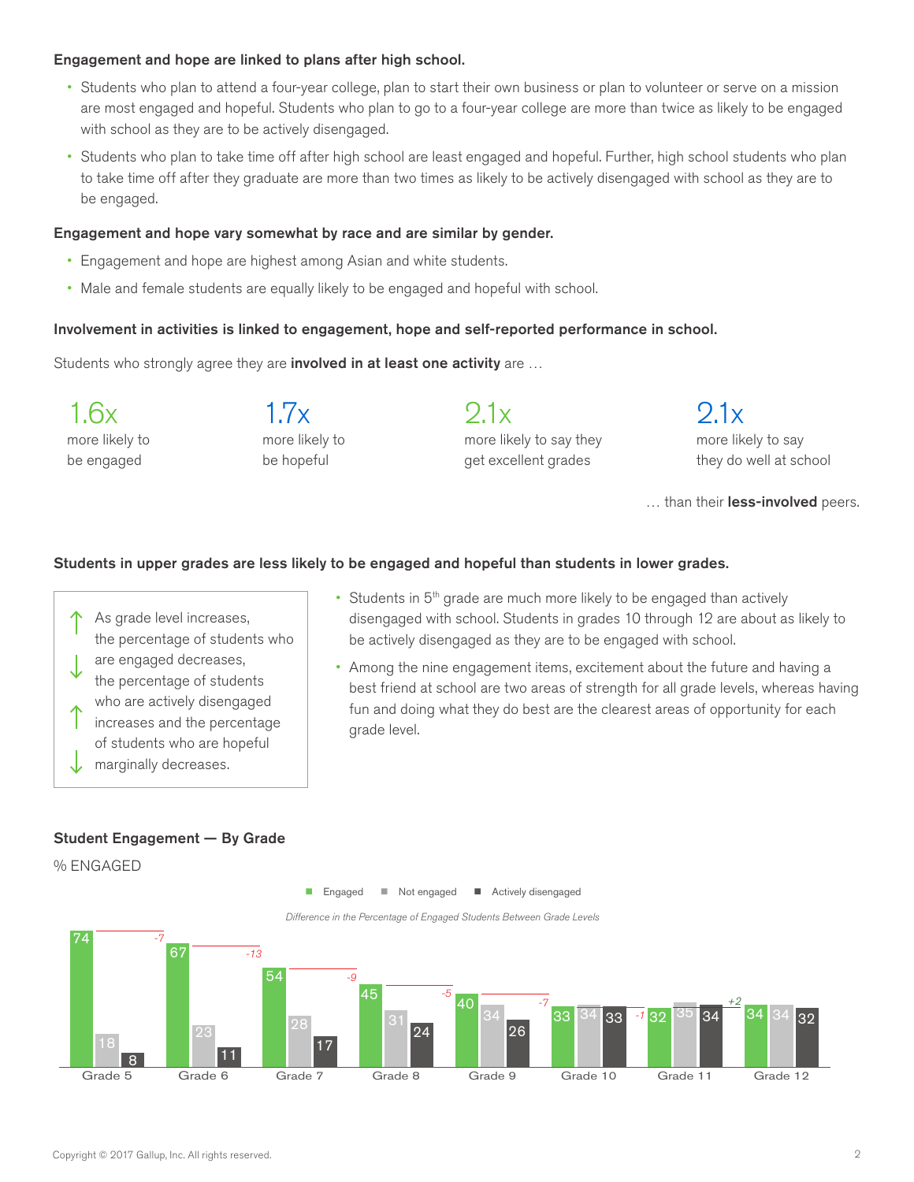**Engagement and hope are linked to plans after high school.**

- Students who plan to attend a four-year college, plan to start their own business or plan to volunteer or serve on a mission are most engaged and hopeful. Students who plan to go to a four-year college are more than twice as likely to be engaged with school as they are to be actively disengaged.
- Students who plan to take time off after high school are least engaged and hopeful. Further, high school students who plan to take time off after they graduate are more than two times as likely to be actively disengaged with school as they are to be engaged.

**Engagement and hope vary somewhat by race and are similar by gender.**

- Engagement and hope are highest among Asian and white students.
- Male and female students are equally likely to be engaged and hopeful with school.

**Involvement in activities is linked to engagement, hope and self-reported performance in school.**

Students who strongly agree they are **involved in at least one activity** are …

1.6x more likely to be engaged

1.7x more likely to be hopeful

2.1x more likely to say they get excellent grades

2.1x more likely to say they do well at school

… than their **less-involved** peers.

**Students in upper grades are less likely to be engaged and hopeful than students in lower grades.**

↑ As grade level increases, the percentage of students who ↓ are engaged decreases, the percentage of students who are actively disengaged ↑ increases and the percentage of students who are hopeful ↓ marginally decreases.

- Students in 5th grade are much more likely to be engaged than actively disengaged with school. Students in grades 10 through 12 are about as likely to be actively disengaged as they are to be engaged with school.
- Among the nine engagement items, excitement about the future and having a best friend at school are two areas of strength for all grade levels, whereas having fun and doing what they do best are the clearest areas of opportunity for each grade level.

**Student Engagement — By Grade**

% ENGAGED

*Difference in the Percentage of Engaged Students Between Grade Levels*

| Grade | Engaged | Not engaged | Actively disengaged | Difference in % Engaged |
|---|---|---|---|---|
| Grade 5 | 74 | 18 | 8 | -7 |
| Grade 6 | 67 | 23 | 11 | -13 |
| Grade 7 | 54 | 28 | 17 | -9 |
| Grade 8 | 45 | 31 | 24 | -5 |
| Grade 9 | 40 | 34 | 26 | -7 |
| Grade 10 | 33 | 34 | 33 | -1 |
| Grade 11 | 32 | 35 | 34 | +2 |
| Grade 12 | 34 | 34 | 32 | |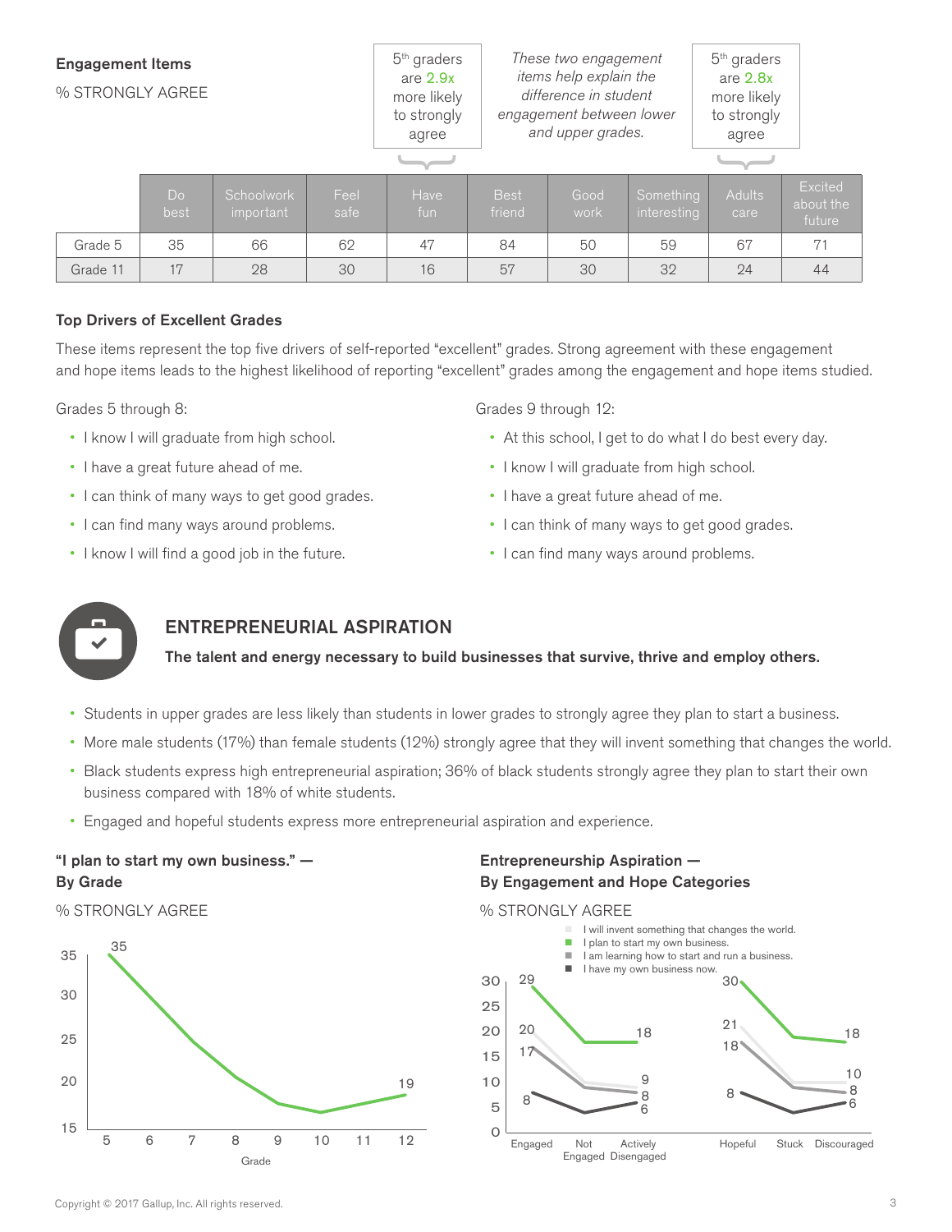## Engagement Items

% STRONGLY AGREE

5th graders are 2.9x more likely to strongly agree (Have fun)

*These two engagement items help explain the difference in student engagement between lower and upper grades.*

5th graders are 2.8x more likely to strongly agree (Adults care)

| | Do best | Schoolwork important | Feel safe | Have fun | Best friend | Good work | Something interesting | Adults care | Excited about the future |
|---|---|---|---|---|---|---|---|---|---|
| Grade 5 | 35 | 66 | 62 | 47 | 84 | 50 | 59 | 67 | 71 |
| Grade 11 | 17 | 28 | 30 | 16 | 57 | 30 | 32 | 24 | 44 |

### Top Drivers of Excellent Grades

These items represent the top five drivers of self-reported "excellent" grades. Strong agreement with these engagement and hope items leads to the highest likelihood of reporting "excellent" grades among the engagement and hope items studied.

Grades 5 through 8:

- I know I will graduate from high school.
- I have a great future ahead of me.
- I can think of many ways to get good grades.
- I can find many ways around problems.
- I know I will find a good job in the future.

Grades 9 through 12:

- At this school, I get to do what I do best every day.
- I know I will graduate from high school.
- I have a great future ahead of me.
- I can think of many ways to get good grades.
- I can find many ways around problems.

## ENTREPRENEURIAL ASPIRATION

**The talent and energy necessary to build businesses that survive, thrive and employ others.**

- Students in upper grades are less likely than students in lower grades to strongly agree they plan to start a business.
- More male students (17%) than female students (12%) strongly agree that they will invent something that changes the world.
- Black students express high entrepreneurial aspiration; 36% of black students strongly agree they plan to start their own business compared with 18% of white students.
- Engaged and hopeful students express more entrepreneurial aspiration and experience.

**"I plan to start my own business." — By Grade**

% STRONGLY AGREE

| Grade | 5 | 12 |
|---|---|---|
| % Strongly agree | 35 | 19 |

**Entrepreneurship Aspiration — By Engagement and Hope Categories**

% STRONGLY AGREE

| | Engaged | Not Engaged | Actively Disengaged | Hopeful | Stuck | Discouraged |
|---|---|---|---|---|---|---|
| I will invent something that changes the world. | 20 | | 9 | 21 | | 10 |
| I plan to start my own business. | 29 | | 18 | 30 | | 18 |
| I am learning how to start and run a business. | 17 | | 8 | 18 | | 8 |
| I have my own business now. | 8 | | 6 | 8 | | 6 |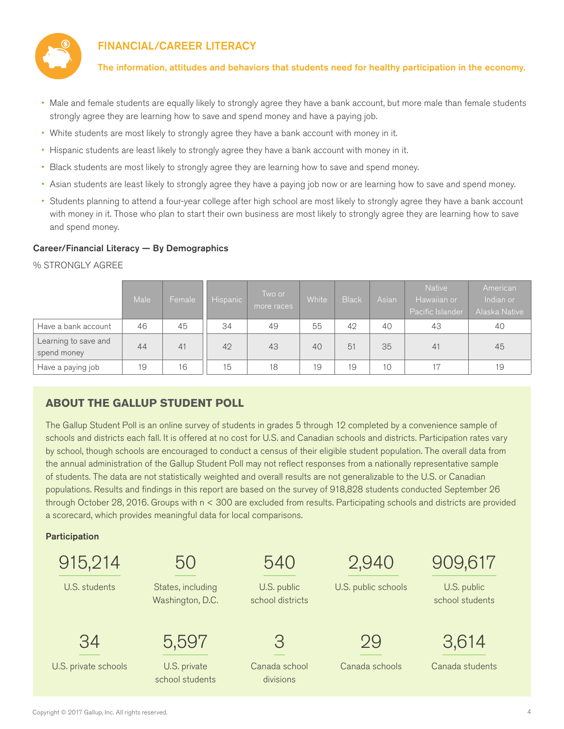## FINANCIAL/CAREER LITERACY

**The information, attitudes and behaviors that students need for healthy participation in the economy.**

- Male and female students are equally likely to strongly agree they have a bank account, but more male than female students strongly agree they are learning how to save and spend money and have a paying job.
- White students are most likely to strongly agree they have a bank account with money in it.
- Hispanic students are least likely to strongly agree they have a bank account with money in it.
- Black students are most likely to strongly agree they are learning how to save and spend money.
- Asian students are least likely to strongly agree they have a paying job now or are learning how to save and spend money.
- Students planning to attend a four-year college after high school are most likely to strongly agree they have a bank account with money in it. Those who plan to start their own business are most likely to strongly agree they are learning how to save and spend money.

**Career/Financial Literacy — By Demographics**

% STRONGLY AGREE

| | Male | Female | Hispanic | Two or more races | White | Black | Asian | Native Hawaiian or Pacific Islander | American Indian or Alaska Native |
|---|---|---|---|---|---|---|---|---|---|
| Have a bank account | 46 | 45 | 34 | 49 | 55 | 42 | 40 | 43 | 40 |
| Learning to save and spend money | 44 | 41 | 42 | 43 | 40 | 51 | 35 | 41 | 45 |
| Have a paying job | 19 | 16 | 15 | 18 | 19 | 19 | 10 | 17 | 19 |

## ABOUT THE GALLUP STUDENT POLL

The Gallup Student Poll is an online survey of students in grades 5 through 12 completed by a convenience sample of schools and districts each fall. It is offered at no cost for U.S. and Canadian schools and districts. Participation rates vary by school, though schools are encouraged to conduct a census of their eligible student population. The overall data from the annual administration of the Gallup Student Poll may not reflect responses from a nationally representative sample of students. The data are not statistically weighted and overall results are not generalizable to the U.S. or Canadian populations. Results and findings in this report are based on the survey of 918,828 students conducted September 26 through October 28, 2016. Groups with n < 300 are excluded from results. Participating schools and districts are provided a scorecard, which provides meaningful data for local comparisons.

**Participation**

915,214
U.S. students

50
States, including Washington, D.C.

540
U.S. public school districts

2,940
U.S. public schools

909,617
U.S. public school students

34
U.S. private schools

5,597
U.S. private school students

3
Canada school divisions

29
Canada schools

3,614
Canada students

Copyright © 2017 Gallup, Inc. All rights reserved.